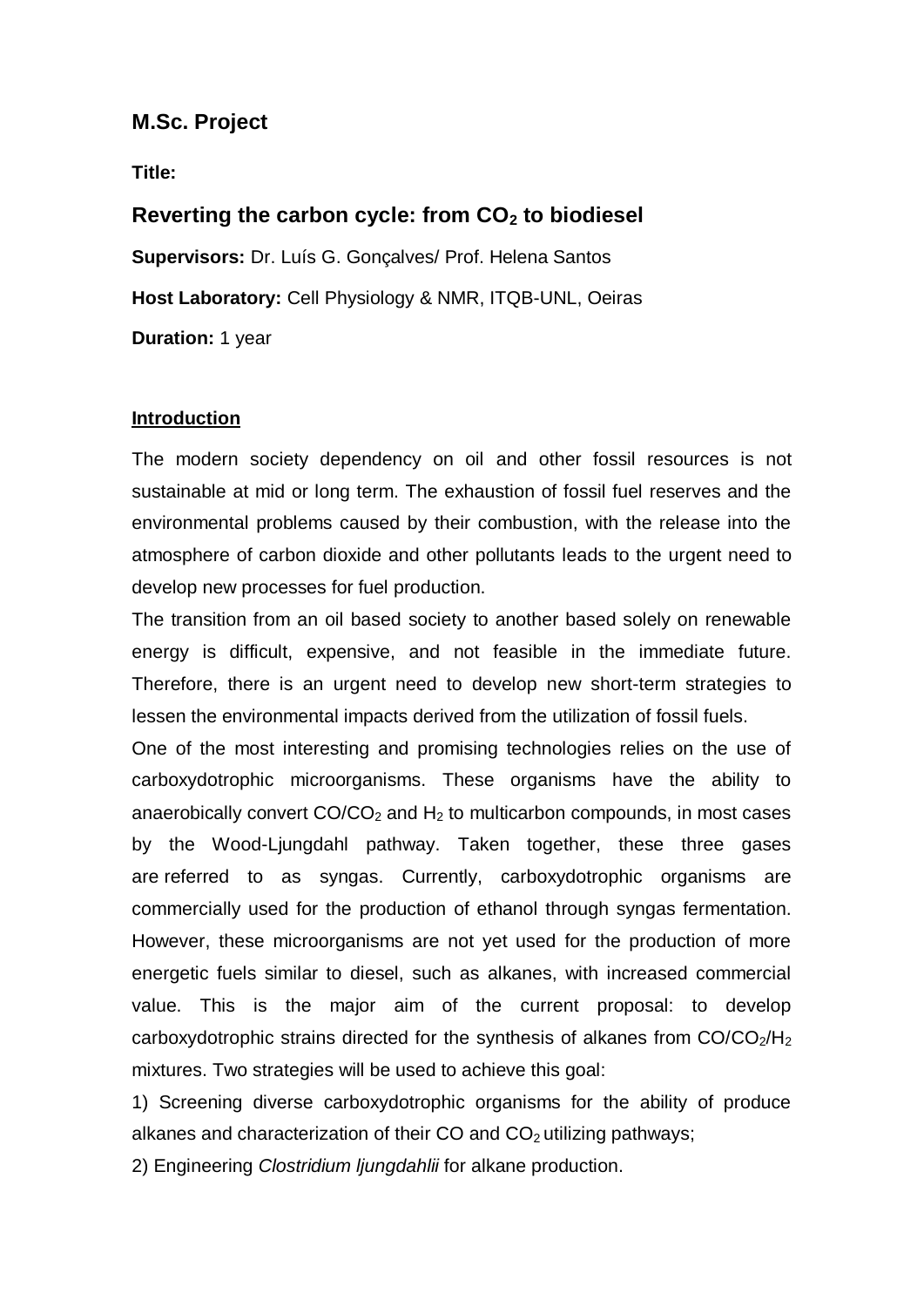## M.Sc. Project

**Title:**

## Reverting the carbon cycle: from $CO_2$ to biodiesel

**Supervisors:** Dr. Luís G. Gonçalves/ Prof. Helena Santos

**Host Laboratory:** Cell Physiology & NMR, ITQB-UNL, Oeiras

**Duration:** 1 year

### Introduction

The modern society dependency on oil and other fossil resources is not sustainable at mid or long term. The exhaustion of fossil fuel reserves and the environmental problems caused by their combustion, with the release into the atmosphere of carbon dioxide and other pollutants leads to the urgent need to develop new processes for fuel production.

The transition from an oil based society to another based solely on renewable energy is difficult, expensive, and not feasible in the immediate future. Therefore, there is an urgent need to develop new short-term strategies to lessen the environmental impacts derived from the utilization of fossil fuels.

One of the most interesting and promising technologies relies on the use of carboxydotrophic microorganisms. These organisms have the ability to anaerobically convert $CO/CO_2$ and $H_2$ to multicarbon compounds, in most cases by the Wood-Ljungdahl pathway. Taken together, these three gases are referred to as syngas. Currently, carboxydotrophic organisms are commercially used for the production of ethanol through syngas fermentation. However, these microorganisms are not yet used for the production of more energetic fuels similar to diesel, such as alkanes, with increased commercial value. This is the major aim of the current proposal: to develop carboxydotrophic strains directed for the synthesis of alkanes from $CO/CO_2/H_2$ mixtures. Two strategies will be used to achieve this goal:

1) Screening diverse carboxydotrophic organisms for the ability of produce alkanes and characterization of their CO and $CO_2$ utilizing pathways;

2) Engineering *Clostridium ljungdahlii* for alkane production.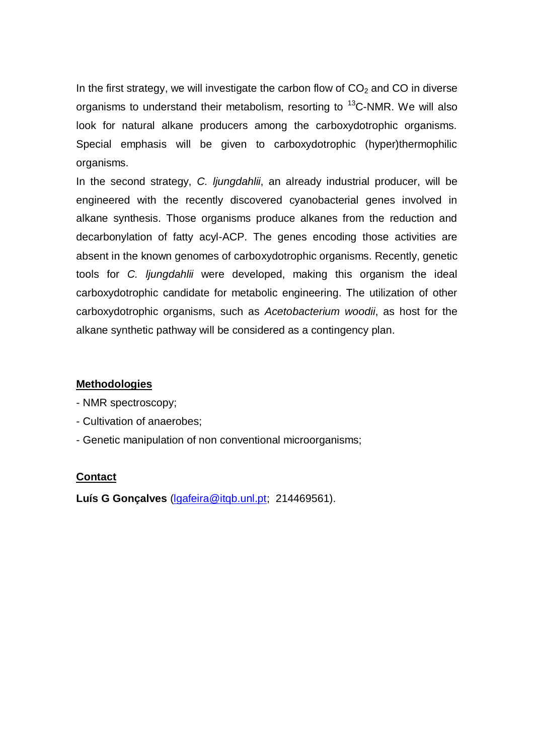In the first strategy, we will investigate the carbon flow of $CO_2$ and CO in diverse organisms to understand their metabolism, resorting to $^{13}$C-NMR. We will also look for natural alkane producers among the carboxydotrophic organisms. Special emphasis will be given to carboxydotrophic (hyper)thermophilic organisms.

In the second strategy, *C. ljungdahlii*, an already industrial producer, will be engineered with the recently discovered cyanobacterial genes involved in alkane synthesis. Those organisms produce alkanes from the reduction and decarbonylation of fatty acyl-ACP. The genes encoding those activities are absent in the known genomes of carboxydotrophic organisms. Recently, genetic tools for *C. ljungdahlii* were developed, making this organism the ideal carboxydotrophic candidate for metabolic engineering. The utilization of other carboxydotrophic organisms, such as *Acetobacterium woodii*, as host for the alkane synthetic pathway will be considered as a contingency plan.

## Methodologies

- NMR spectroscopy;
- Cultivation of anaerobes;
- Genetic manipulation of non conventional microorganisms;

## Contact

**Luís G Gonçalves** (lgafeira@itqb.unl.pt; 214469561).